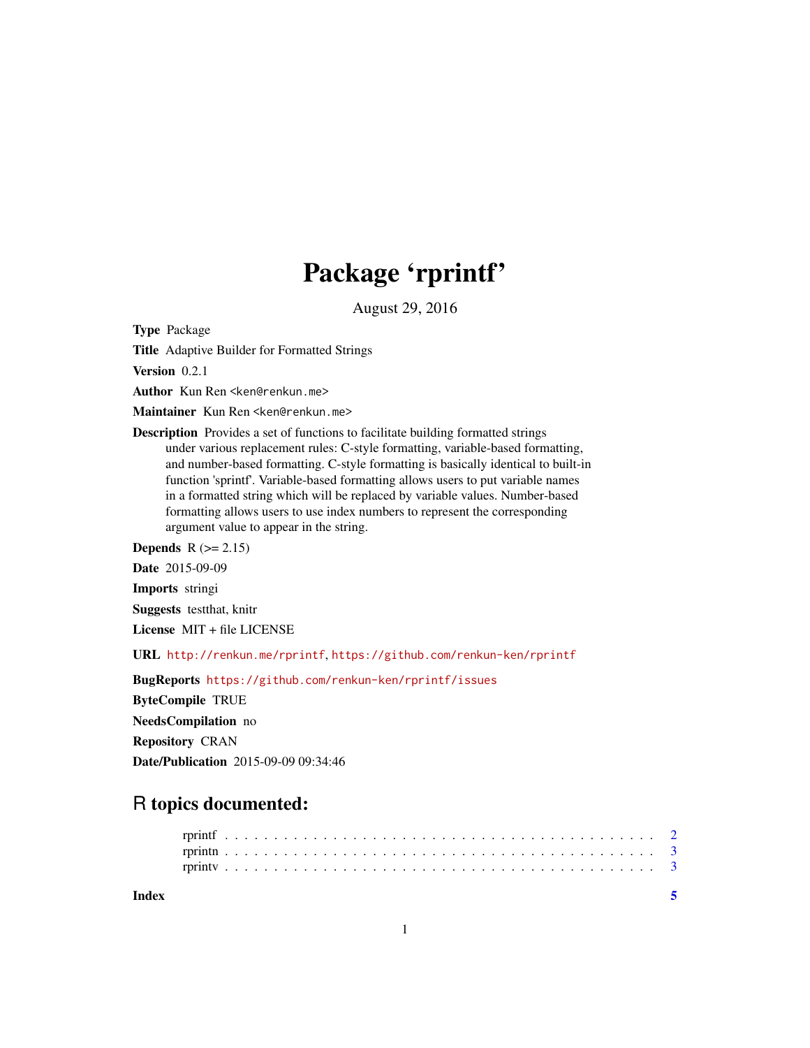# Package 'rprintf'

August 29, 2016

**Type** Package

**Title** Adaptive Builder for Formatted Strings

**Version** 0.2.1

**Author** Kun Ren <ken@renkun.me>

**Maintainer** Kun Ren <ken@renkun.me>

**Description** Provides a set of functions to facilitate building formatted strings under various replacement rules: C-style formatting, variable-based formatting, and number-based formatting. C-style formatting is basically identical to built-in function 'sprintf'. Variable-based formatting allows users to put variable names in a formatted string which will be replaced by variable values. Number-based formatting allows users to use index numbers to represent the corresponding argument value to appear in the string.

**Depends** R (>= 2.15)

**Date** 2015-09-09

**Imports** stringi

**Suggests** testthat, knitr

**License** MIT + file LICENSE

**URL** http://renkun.me/rprintf, https://github.com/renkun-ken/rprintf

**BugReports** https://github.com/renkun-ken/rprintf/issues

**ByteCompile** TRUE

**NeedsCompilation** no

**Repository** CRAN

**Date/Publication** 2015-09-09 09:34:46

## R topics documented:

- rprintf . . . . . . . . . . . . . . . . . . . . . . . . . . . . . . . . . . . . . . . . . 2
- rprintn . . . . . . . . . . . . . . . . . . . . . . . . . . . . . . . . . . . . . . . . . 3
- rprintv . . . . . . . . . . . . . . . . . . . . . . . . . . . . . . . . . . . . . . . . . 3

**Index** 5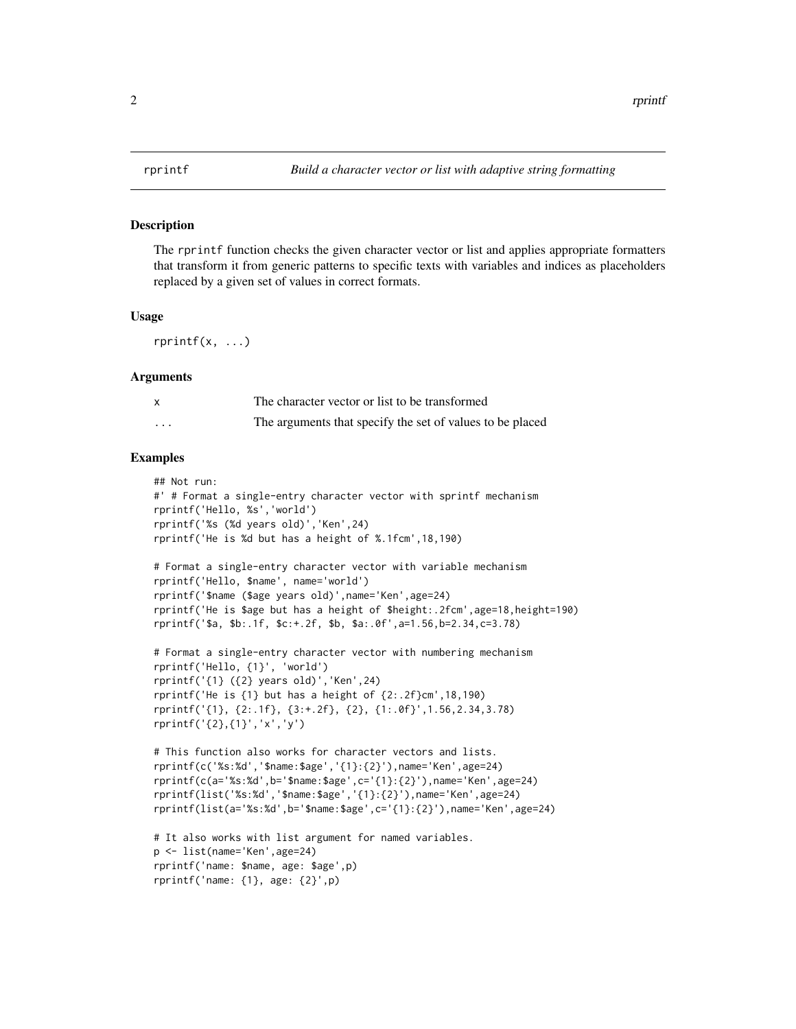rprintf — *Build a character vector or list with adaptive string formatting*

### Description

The rprintf function checks the given character vector or list and applies appropriate formatters that transform it from generic patterns to specific texts with variables and indices as placeholders replaced by a given set of values in correct formats.

### Usage

```
rprintf(x, ...)
```

### Arguments

| | |
|---|---|
| x | The character vector or list to be transformed |
| ... | The arguments that specify the set of values to be placed |

### Examples

```
## Not run:
#' # Format a single-entry character vector with sprintf mechanism
rprintf('Hello, %s','world')
rprintf('%s (%d years old)','Ken',24)
rprintf('He is %d but has a height of %.1fcm',18,190)

# Format a single-entry character vector with variable mechanism
rprintf('Hello, $name', name='world')
rprintf('$name ($age years old)',name='Ken',age=24)
rprintf('He is $age but has a height of $height:.2fcm',age=18,height=190)
rprintf('$a, $b:.1f, $c:+.2f, $b, $a:.0f',a=1.56,b=2.34,c=3.78)

# Format a single-entry character vector with numbering mechanism
rprintf('Hello, {1}', 'world')
rprintf('{1} ({2} years old)','Ken',24)
rprintf('He is {1} but has a height of {2:.2f}cm',18,190)
rprintf('{1}, {2:.1f}, {3:+.2f}, {2}, {1:.0f}',1.56,2.34,3.78)
rprintf('{2},{1}','x','y')

# This function also works for character vectors and lists.
rprintf(c('%s:%d','$name:$age','{1}:{2}'),name='Ken',age=24)
rprintf(c(a='%s:%d',b='$name:$age',c='{1}:{2}'),name='Ken',age=24)
rprintf(list('%s:%d','$name:$age','{1}:{2}'),name='Ken',age=24)
rprintf(list(a='%s:%d',b='$name:$age',c='{1}:{2}'),name='Ken',age=24)

# It also works with list argument for named variables.
p <- list(name='Ken',age=24)
rprintf('name: $name, age: $age',p)
rprintf('name: {1}, age: {2}',p)
```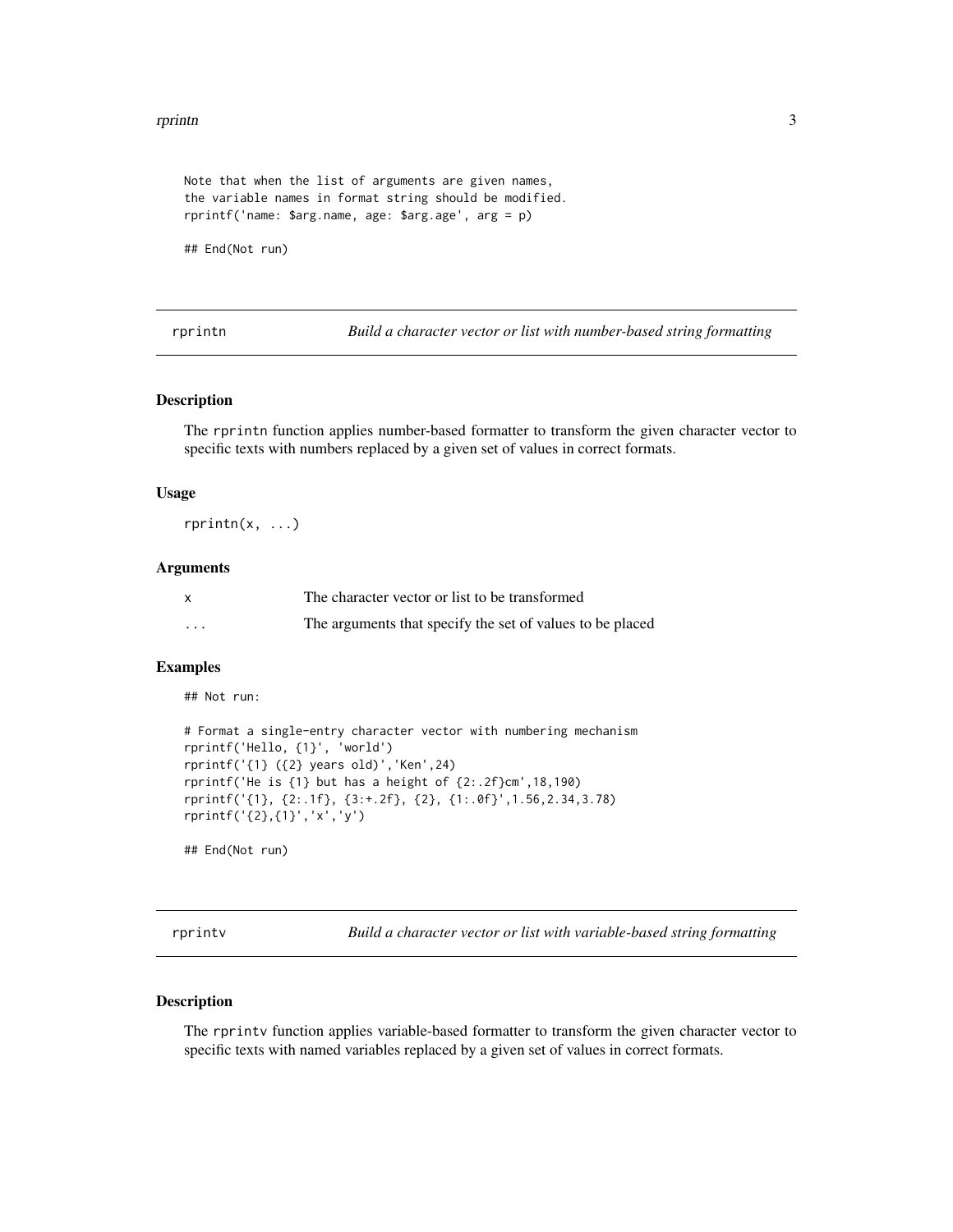```
Note that when the list of arguments are given names,
the variable names in format string should be modified.
rprintf('name: $arg.name, age: $arg.age', arg = p)

## End(Not run)
```

## rprintn — *Build a character vector or list with number-based string formatting*

### Description

The `rprintn` function applies number-based formatter to transform the given character vector to specific texts with numbers replaced by a given set of values in correct formats.

### Usage

```
rprintn(x, ...)
```

### Arguments

| | |
|---|---|
| `x` | The character vector or list to be transformed |
| `...` | The arguments that specify the set of values to be placed |

### Examples

```
## Not run:

# Format a single-entry character vector with numbering mechanism
rprintf('Hello, {1}', 'world')
rprintf('{1} ({2} years old)','Ken',24)
rprintf('He is {1} but has a height of {2:.2f}cm',18,190)
rprintf('{1}, {2:.1f}, {3:+.2f}, {2}, {1:.0f}',1.56,2.34,3.78)
rprintf('{2},{1}','x','y')

## End(Not run)
```

## rprintv — *Build a character vector or list with variable-based string formatting*

### Description

The `rprintv` function applies variable-based formatter to transform the given character vector to specific texts with named variables replaced by a given set of values in correct formats.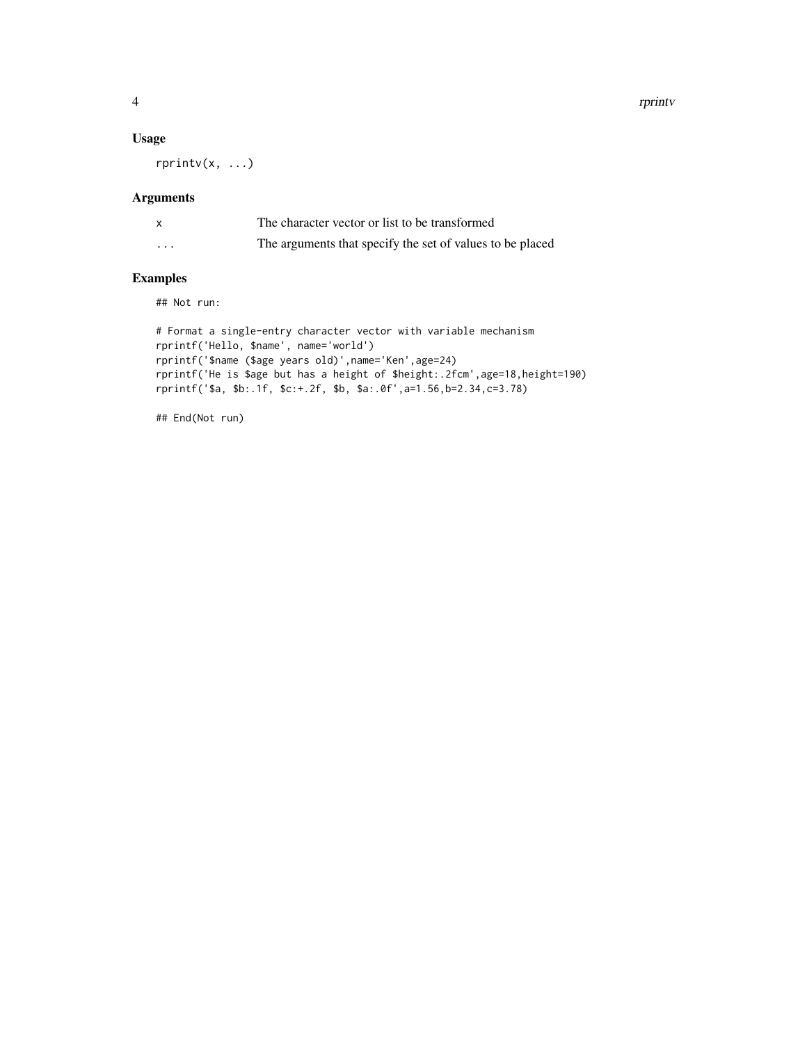### Usage

```
rprintv(x, ...)
```

### Arguments

| | |
|---|---|
| x | The character vector or list to be transformed |
| ... | The arguments that specify the set of values to be placed |

### Examples

```
## Not run:

# Format a single-entry character vector with variable mechanism
rprintf('Hello, $name', name='world')
rprintf('$name ($age years old)',name='Ken',age=24)
rprintf('He is $age but has a height of $height:.2fcm',age=18,height=190)
rprintf('$a, $b:.1f, $c:+.2f, $b, $a:.0f',a=1.56,b=2.34,c=3.78)

## End(Not run)
```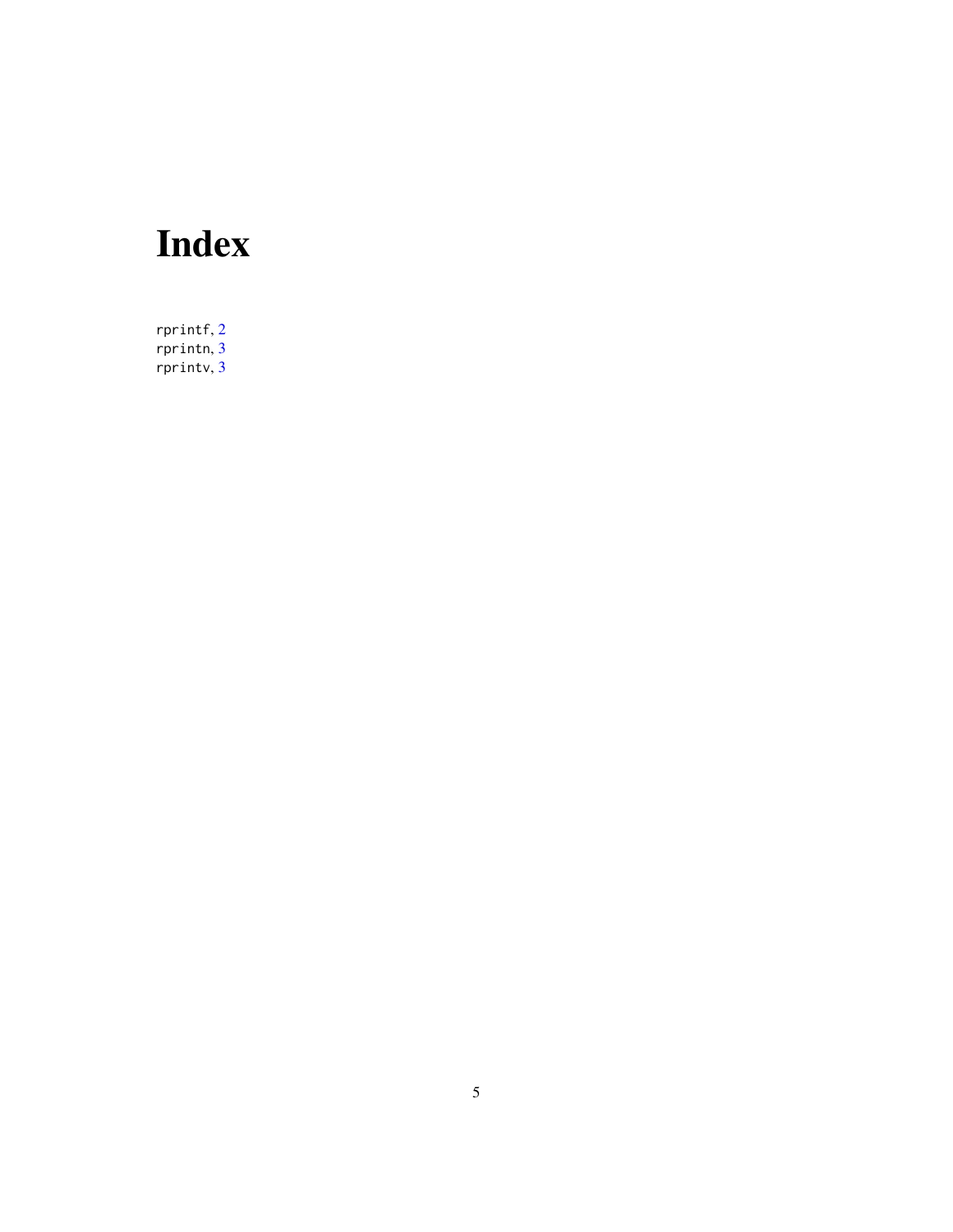# Index

rprintf, 2
rprintn, 3
rprintv, 3